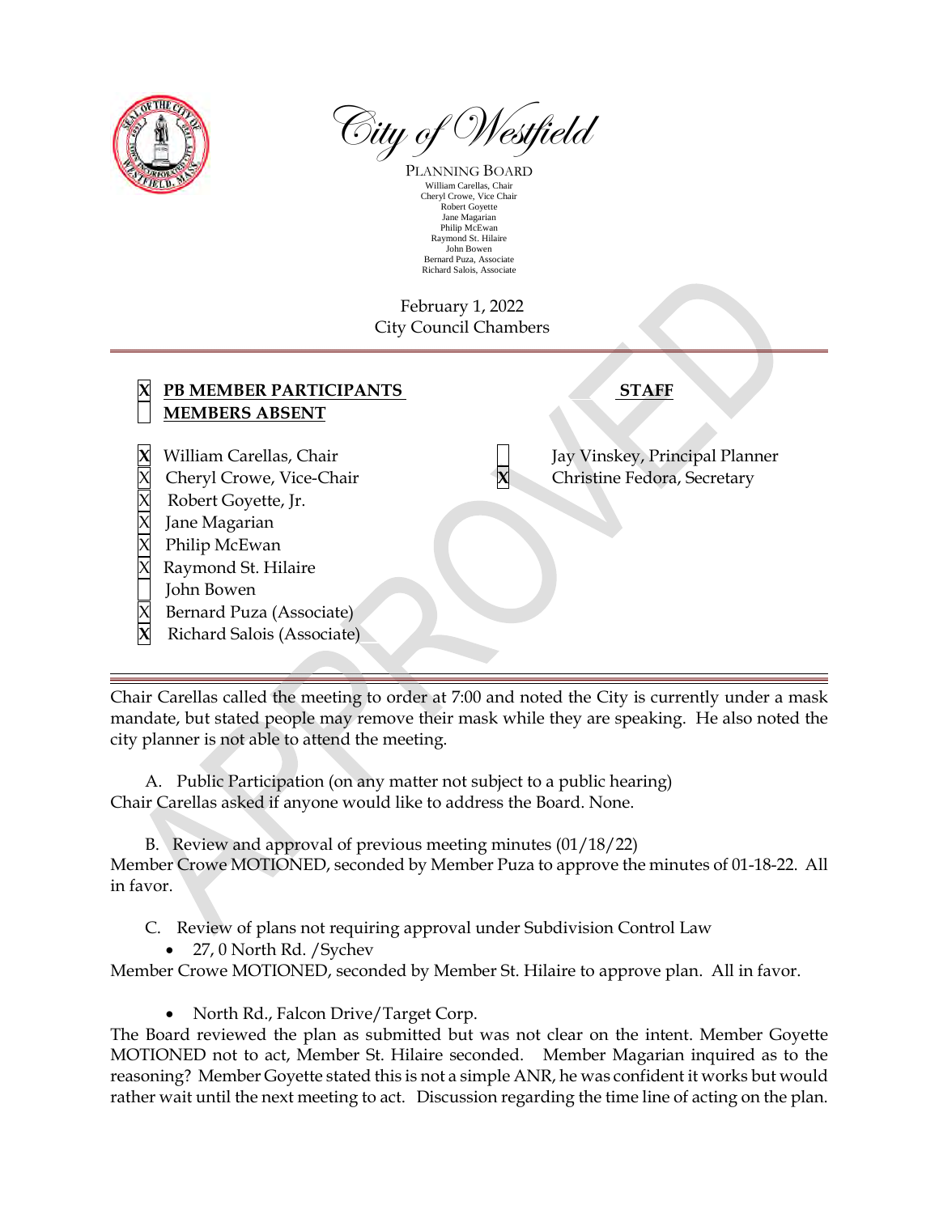# City of Westfield

PLANNING BOARD

William Carellas, Chair
Cheryl Crowe, Vice Chair
Robert Goyette
Jane Magarian
Philip McEwan
Raymond St. Hilaire
John Bowen
Bernard Puza, Associate
Richard Salois, Associate

February 1, 2022
City Council Chambers

| | PB MEMBER PARTICIPANTS / MEMBERS ABSENT | | STAFF |
|---|---|---|---|
| X | **PB MEMBER PARTICIPANTS** | | |
| | **MEMBERS ABSENT** | | |
| X | William Carellas, Chair | | Jay Vinskey, Principal Planner |
| X | Cheryl Crowe, Vice-Chair | X | Christine Fedora, Secretary |
| X | Robert Goyette, Jr. | | |
| X | Jane Magarian | | |
| X | Philip McEwan | | |
| X | Raymond St. Hilaire | | |
| | John Bowen | | |
| X | Bernard Puza (Associate) | | |
| X | Richard Salois (Associate) | | |

Chair Carellas called the meeting to order at 7:00 and noted the City is currently under a mask mandate, but stated people may remove their mask while they are speaking. He also noted the city planner is not able to attend the meeting.

A. Public Participation (on any matter not subject to a public hearing)

Chair Carellas asked if anyone would like to address the Board. None.

B. Review and approval of previous meeting minutes (01/18/22)

Member Crowe MOTIONED, seconded by Member Puza to approve the minutes of 01-18-22. All in favor.

C. Review of plans not requiring approval under Subdivision Control Law

- 27, 0 North Rd. /Sychev

Member Crowe MOTIONED, seconded by Member St. Hilaire to approve plan. All in favor.

- North Rd., Falcon Drive/Target Corp.

The Board reviewed the plan as submitted but was not clear on the intent. Member Goyette MOTIONED not to act, Member St. Hilaire seconded. Member Magarian inquired as to the reasoning? Member Goyette stated this is not a simple ANR, he was confident it works but would rather wait until the next meeting to act. Discussion regarding the time line of acting on the plan.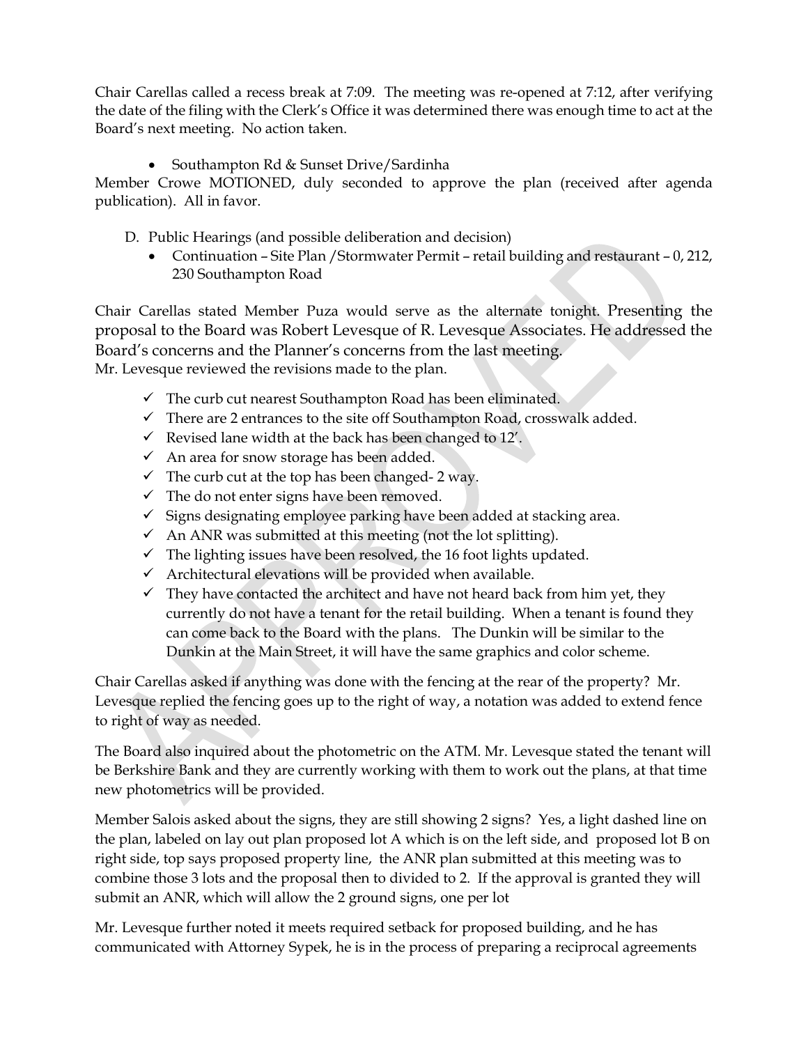Chair Carellas called a recess break at 7:09. The meeting was re-opened at 7:12, after verifying the date of the filing with the Clerk's Office it was determined there was enough time to act at the Board's next meeting. No action taken.

- Southampton Rd & Sunset Drive/Sardinha

Member Crowe MOTIONED, duly seconded to approve the plan (received after agenda publication). All in favor.

D. Public Hearings (and possible deliberation and decision)
  - Continuation – Site Plan /Stormwater Permit – retail building and restaurant – 0, 212, 230 Southampton Road

Chair Carellas stated Member Puza would serve as the alternate tonight. Presenting the proposal to the Board was Robert Levesque of R. Levesque Associates. He addressed the Board's concerns and the Planner's concerns from the last meeting.
Mr. Levesque reviewed the revisions made to the plan.

- ✓ The curb cut nearest Southampton Road has been eliminated.
- ✓ There are 2 entrances to the site off Southampton Road, crosswalk added.
- ✓ Revised lane width at the back has been changed to 12'.
- ✓ An area for snow storage has been added.
- ✓ The curb cut at the top has been changed- 2 way.
- ✓ The do not enter signs have been removed.
- ✓ Signs designating employee parking have been added at stacking area.
- ✓ An ANR was submitted at this meeting (not the lot splitting).
- ✓ The lighting issues have been resolved, the 16 foot lights updated.
- ✓ Architectural elevations will be provided when available.
- ✓ They have contacted the architect and have not heard back from him yet, they currently do not have a tenant for the retail building. When a tenant is found they can come back to the Board with the plans. The Dunkin will be similar to the Dunkin at the Main Street, it will have the same graphics and color scheme.

Chair Carellas asked if anything was done with the fencing at the rear of the property? Mr. Levesque replied the fencing goes up to the right of way, a notation was added to extend fence to right of way as needed.

The Board also inquired about the photometric on the ATM. Mr. Levesque stated the tenant will be Berkshire Bank and they are currently working with them to work out the plans, at that time new photometrics will be provided.

Member Salois asked about the signs, they are still showing 2 signs? Yes, a light dashed line on the plan, labeled on lay out plan proposed lot A which is on the left side, and proposed lot B on right side, top says proposed property line, the ANR plan submitted at this meeting was to combine those 3 lots and the proposal then to divided to 2. If the approval is granted they will submit an ANR, which will allow the 2 ground signs, one per lot

Mr. Levesque further noted it meets required setback for proposed building, and he has communicated with Attorney Sypek, he is in the process of preparing a reciprocal agreements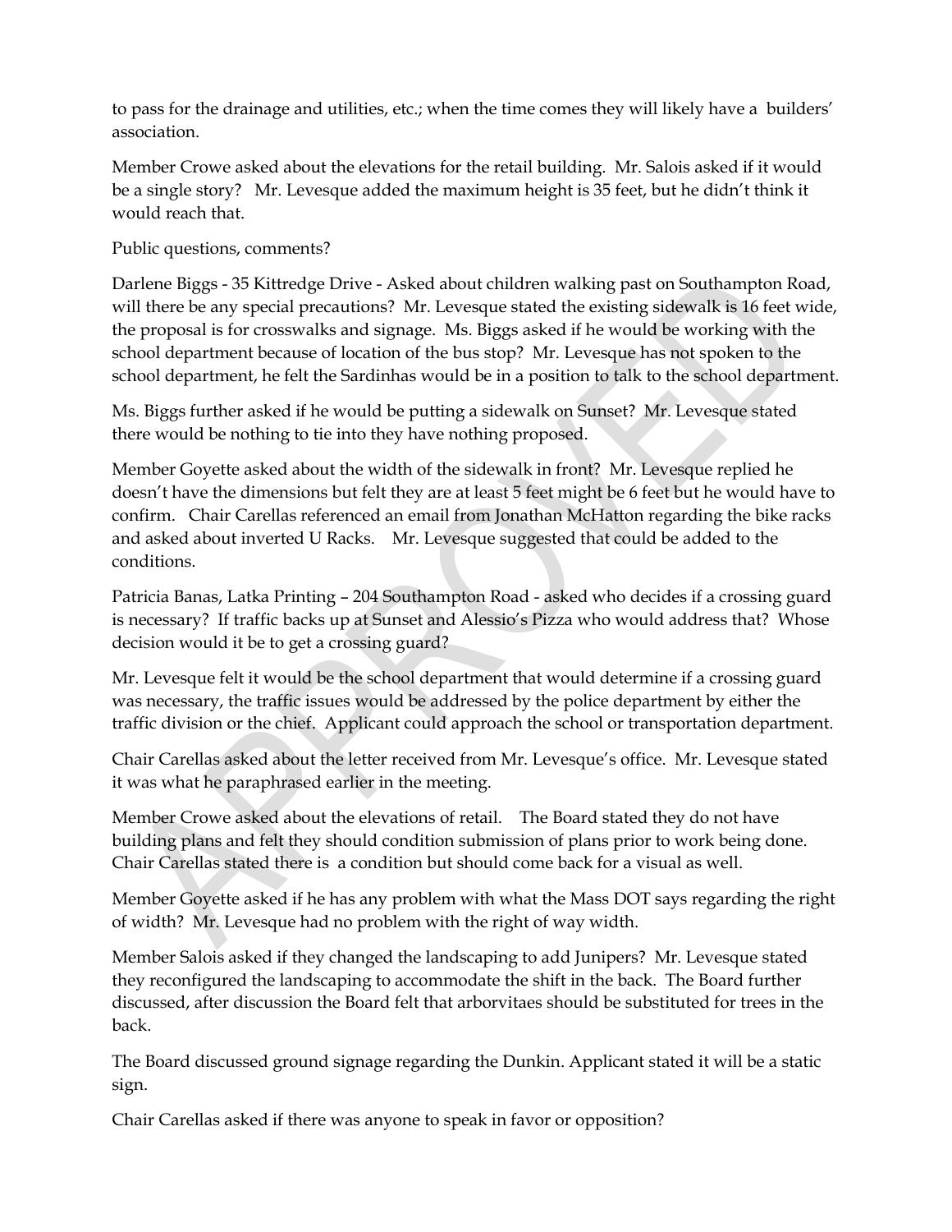to pass for the drainage and utilities, etc.; when the time comes they will likely have a builders' association.

Member Crowe asked about the elevations for the retail building. Mr. Salois asked if it would be a single story? Mr. Levesque added the maximum height is 35 feet, but he didn't think it would reach that.

Public questions, comments?

Darlene Biggs - 35 Kittredge Drive - Asked about children walking past on Southampton Road, will there be any special precautions? Mr. Levesque stated the existing sidewalk is 16 feet wide, the proposal is for crosswalks and signage. Ms. Biggs asked if he would be working with the school department because of location of the bus stop? Mr. Levesque has not spoken to the school department, he felt the Sardinhas would be in a position to talk to the school department.

Ms. Biggs further asked if he would be putting a sidewalk on Sunset? Mr. Levesque stated there would be nothing to tie into they have nothing proposed.

Member Goyette asked about the width of the sidewalk in front? Mr. Levesque replied he doesn't have the dimensions but felt they are at least 5 feet might be 6 feet but he would have to confirm. Chair Carellas referenced an email from Jonathan McHatton regarding the bike racks and asked about inverted U Racks. Mr. Levesque suggested that could be added to the conditions.

Patricia Banas, Latka Printing – 204 Southampton Road - asked who decides if a crossing guard is necessary? If traffic backs up at Sunset and Alessio's Pizza who would address that? Whose decision would it be to get a crossing guard?

Mr. Levesque felt it would be the school department that would determine if a crossing guard was necessary, the traffic issues would be addressed by the police department by either the traffic division or the chief. Applicant could approach the school or transportation department.

Chair Carellas asked about the letter received from Mr. Levesque's office. Mr. Levesque stated it was what he paraphrased earlier in the meeting.

Member Crowe asked about the elevations of retail. The Board stated they do not have building plans and felt they should condition submission of plans prior to work being done. Chair Carellas stated there is a condition but should come back for a visual as well.

Member Goyette asked if he has any problem with what the Mass DOT says regarding the right of width? Mr. Levesque had no problem with the right of way width.

Member Salois asked if they changed the landscaping to add Junipers? Mr. Levesque stated they reconfigured the landscaping to accommodate the shift in the back. The Board further discussed, after discussion the Board felt that arborvitaes should be substituted for trees in the back.

The Board discussed ground signage regarding the Dunkin. Applicant stated it will be a static sign.

Chair Carellas asked if there was anyone to speak in favor or opposition?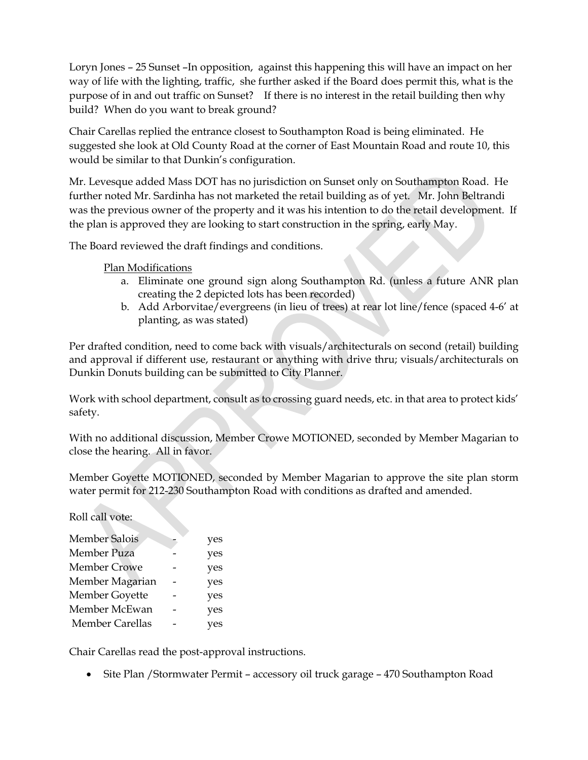Loryn Jones – 25 Sunset –In opposition, against this happening this will have an impact on her way of life with the lighting, traffic, she further asked if the Board does permit this, what is the purpose of in and out traffic on Sunset? If there is no interest in the retail building then why build? When do you want to break ground?

Chair Carellas replied the entrance closest to Southampton Road is being eliminated. He suggested she look at Old County Road at the corner of East Mountain Road and route 10, this would be similar to that Dunkin's configuration.

Mr. Levesque added Mass DOT has no jurisdiction on Sunset only on Southampton Road. He further noted Mr. Sardinha has not marketed the retail building as of yet. Mr. John Beltrandi was the previous owner of the property and it was his intention to do the retail development. If the plan is approved they are looking to start construction in the spring, early May.

The Board reviewed the draft findings and conditions.

Plan Modifications

a. Eliminate one ground sign along Southampton Rd. (unless a future ANR plan creating the 2 depicted lots has been recorded)
b. Add Arborvitae/evergreens (in lieu of trees) at rear lot line/fence (spaced 4-6' at planting, as was stated)

Per drafted condition, need to come back with visuals/architecturals on second (retail) building and approval if different use, restaurant or anything with drive thru; visuals/architecturals on Dunkin Donuts building can be submitted to City Planner.

Work with school department, consult as to crossing guard needs, etc. in that area to protect kids' safety.

With no additional discussion, Member Crowe MOTIONED, seconded by Member Magarian to close the hearing. All in favor.

Member Goyette MOTIONED, seconded by Member Magarian to approve the site plan storm water permit for 212-230 Southampton Road with conditions as drafted and amended.

Roll call vote:

| | | |
|---|---|---|
| Member Salois | - | yes |
| Member Puza | - | yes |
| Member Crowe | - | yes |
| Member Magarian | - | yes |
| Member Goyette | - | yes |
| Member McEwan | - | yes |
| Member Carellas | - | yes |

Chair Carellas read the post-approval instructions.

- Site Plan /Stormwater Permit – accessory oil truck garage – 470 Southampton Road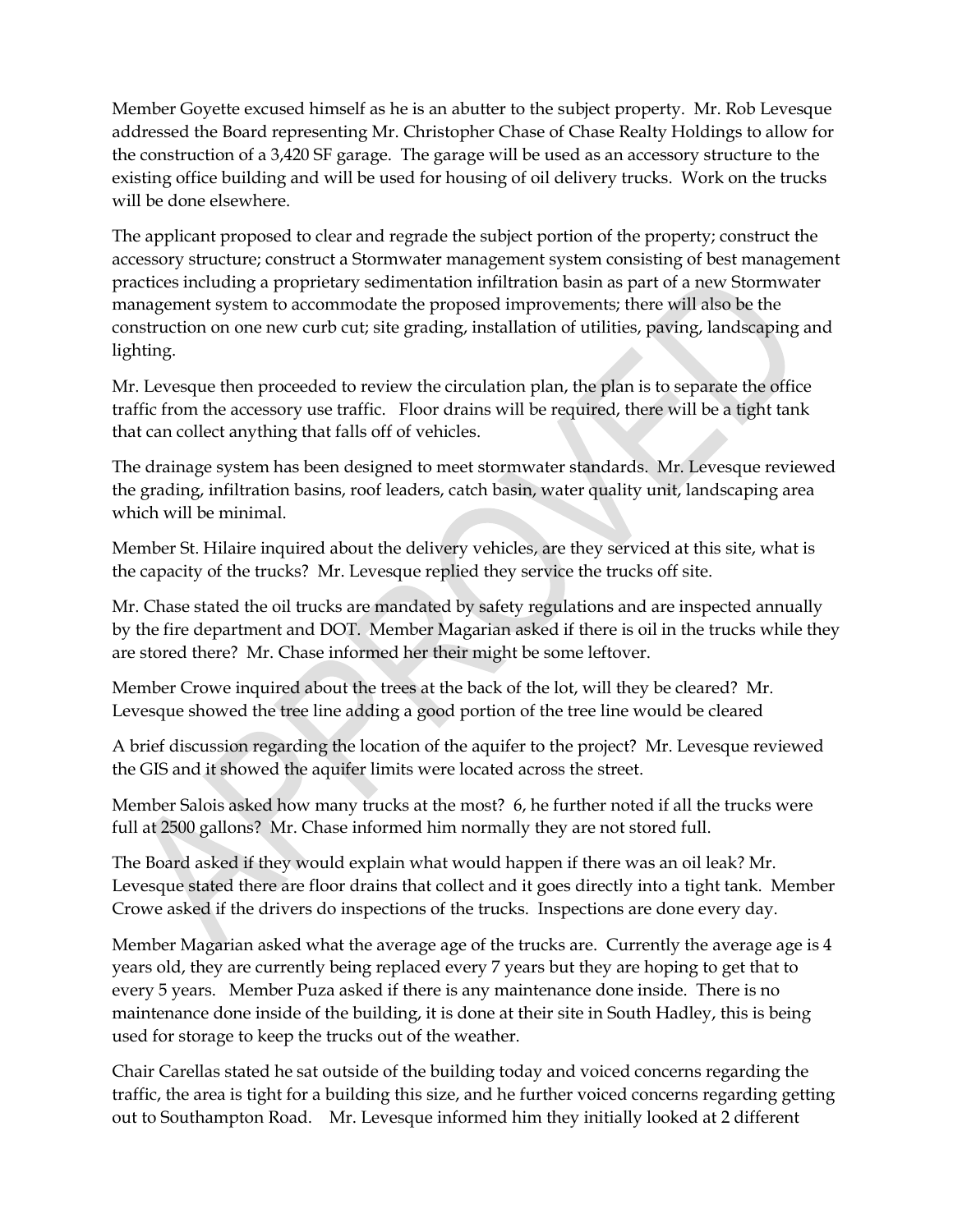Member Goyette excused himself as he is an abutter to the subject property. Mr. Rob Levesque addressed the Board representing Mr. Christopher Chase of Chase Realty Holdings to allow for the construction of a 3,420 SF garage. The garage will be used as an accessory structure to the existing office building and will be used for housing of oil delivery trucks. Work on the trucks will be done elsewhere.

The applicant proposed to clear and regrade the subject portion of the property; construct the accessory structure; construct a Stormwater management system consisting of best management practices including a proprietary sedimentation infiltration basin as part of a new Stormwater management system to accommodate the proposed improvements; there will also be the construction on one new curb cut; site grading, installation of utilities, paving, landscaping and lighting.

Mr. Levesque then proceeded to review the circulation plan, the plan is to separate the office traffic from the accessory use traffic. Floor drains will be required, there will be a tight tank that can collect anything that falls off of vehicles.

The drainage system has been designed to meet stormwater standards. Mr. Levesque reviewed the grading, infiltration basins, roof leaders, catch basin, water quality unit, landscaping area which will be minimal.

Member St. Hilaire inquired about the delivery vehicles, are they serviced at this site, what is the capacity of the trucks? Mr. Levesque replied they service the trucks off site.

Mr. Chase stated the oil trucks are mandated by safety regulations and are inspected annually by the fire department and DOT. Member Magarian asked if there is oil in the trucks while they are stored there? Mr. Chase informed her their might be some leftover.

Member Crowe inquired about the trees at the back of the lot, will they be cleared? Mr. Levesque showed the tree line adding a good portion of the tree line would be cleared

A brief discussion regarding the location of the aquifer to the project? Mr. Levesque reviewed the GIS and it showed the aquifer limits were located across the street.

Member Salois asked how many trucks at the most? 6, he further noted if all the trucks were full at 2500 gallons? Mr. Chase informed him normally they are not stored full.

The Board asked if they would explain what would happen if there was an oil leak? Mr. Levesque stated there are floor drains that collect and it goes directly into a tight tank. Member Crowe asked if the drivers do inspections of the trucks. Inspections are done every day.

Member Magarian asked what the average age of the trucks are. Currently the average age is 4 years old, they are currently being replaced every 7 years but they are hoping to get that to every 5 years. Member Puza asked if there is any maintenance done inside. There is no maintenance done inside of the building, it is done at their site in South Hadley, this is being used for storage to keep the trucks out of the weather.

Chair Carellas stated he sat outside of the building today and voiced concerns regarding the traffic, the area is tight for a building this size, and he further voiced concerns regarding getting out to Southampton Road. Mr. Levesque informed him they initially looked at 2 different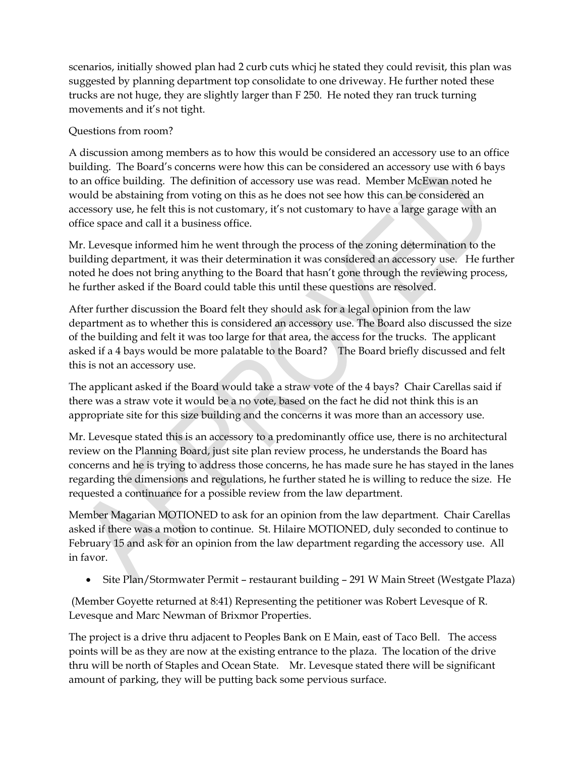scenarios, initially showed plan had 2 curb cuts whicj he stated they could revisit, this plan was suggested by planning department top consolidate to one driveway. He further noted these trucks are not huge, they are slightly larger than F 250. He noted they ran truck turning movements and it's not tight.

Questions from room?

A discussion among members as to how this would be considered an accessory use to an office building. The Board's concerns were how this can be considered an accessory use with 6 bays to an office building. The definition of accessory use was read. Member McEwan noted he would be abstaining from voting on this as he does not see how this can be considered an accessory use, he felt this is not customary, it's not customary to have a large garage with an office space and call it a business office.

Mr. Levesque informed him he went through the process of the zoning determination to the building department, it was their determination it was considered an accessory use. He further noted he does not bring anything to the Board that hasn't gone through the reviewing process, he further asked if the Board could table this until these questions are resolved.

After further discussion the Board felt they should ask for a legal opinion from the law department as to whether this is considered an accessory use. The Board also discussed the size of the building and felt it was too large for that area, the access for the trucks. The applicant asked if a 4 bays would be more palatable to the Board? The Board briefly discussed and felt this is not an accessory use.

The applicant asked if the Board would take a straw vote of the 4 bays? Chair Carellas said if there was a straw vote it would be a no vote, based on the fact he did not think this is an appropriate site for this size building and the concerns it was more than an accessory use.

Mr. Levesque stated this is an accessory to a predominantly office use, there is no architectural review on the Planning Board, just site plan review process, he understands the Board has concerns and he is trying to address those concerns, he has made sure he has stayed in the lanes regarding the dimensions and regulations, he further stated he is willing to reduce the size. He requested a continuance for a possible review from the law department.

Member Magarian MOTIONED to ask for an opinion from the law department. Chair Carellas asked if there was a motion to continue. St. Hilaire MOTIONED, duly seconded to continue to February 15 and ask for an opinion from the law department regarding the accessory use. All in favor.

- Site Plan/Stormwater Permit – restaurant building – 291 W Main Street (Westgate Plaza)

(Member Goyette returned at 8:41) Representing the petitioner was Robert Levesque of R. Levesque and Marc Newman of Brixmor Properties.

The project is a drive thru adjacent to Peoples Bank on E Main, east of Taco Bell. The access points will be as they are now at the existing entrance to the plaza. The location of the drive thru will be north of Staples and Ocean State. Mr. Levesque stated there will be significant amount of parking, they will be putting back some pervious surface.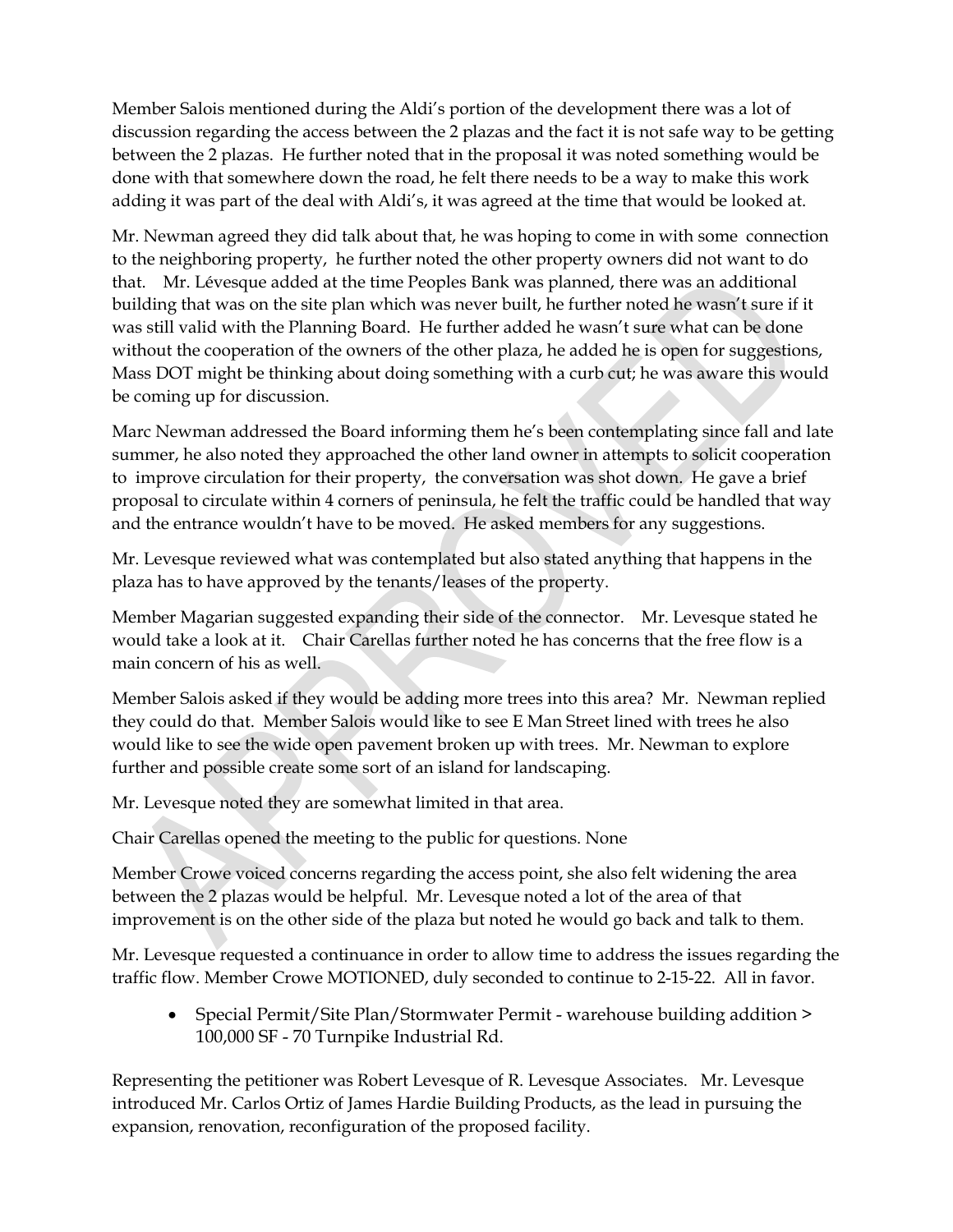Member Salois mentioned during the Aldi's portion of the development there was a lot of discussion regarding the access between the 2 plazas and the fact it is not safe way to be getting between the 2 plazas. He further noted that in the proposal it was noted something would be done with that somewhere down the road, he felt there needs to be a way to make this work adding it was part of the deal with Aldi's, it was agreed at the time that would be looked at.

Mr. Newman agreed they did talk about that, he was hoping to come in with some connection to the neighboring property, he further noted the other property owners did not want to do that. Mr. Lévesque added at the time Peoples Bank was planned, there was an additional building that was on the site plan which was never built, he further noted he wasn't sure if it was still valid with the Planning Board. He further added he wasn't sure what can be done without the cooperation of the owners of the other plaza, he added he is open for suggestions, Mass DOT might be thinking about doing something with a curb cut; he was aware this would be coming up for discussion.

Marc Newman addressed the Board informing them he's been contemplating since fall and late summer, he also noted they approached the other land owner in attempts to solicit cooperation to improve circulation for their property, the conversation was shot down. He gave a brief proposal to circulate within 4 corners of peninsula, he felt the traffic could be handled that way and the entrance wouldn't have to be moved. He asked members for any suggestions.

Mr. Levesque reviewed what was contemplated but also stated anything that happens in the plaza has to have approved by the tenants/leases of the property.

Member Magarian suggested expanding their side of the connector. Mr. Levesque stated he would take a look at it. Chair Carellas further noted he has concerns that the free flow is a main concern of his as well.

Member Salois asked if they would be adding more trees into this area? Mr. Newman replied they could do that. Member Salois would like to see E Man Street lined with trees he also would like to see the wide open pavement broken up with trees. Mr. Newman to explore further and possible create some sort of an island for landscaping.

Mr. Levesque noted they are somewhat limited in that area.

Chair Carellas opened the meeting to the public for questions. None

Member Crowe voiced concerns regarding the access point, she also felt widening the area between the 2 plazas would be helpful. Mr. Levesque noted a lot of the area of that improvement is on the other side of the plaza but noted he would go back and talk to them.

Mr. Levesque requested a continuance in order to allow time to address the issues regarding the traffic flow. Member Crowe MOTIONED, duly seconded to continue to 2-15-22. All in favor.

- Special Permit/Site Plan/Stormwater Permit - warehouse building addition > 100,000 SF - 70 Turnpike Industrial Rd.

Representing the petitioner was Robert Levesque of R. Levesque Associates. Mr. Levesque introduced Mr. Carlos Ortiz of James Hardie Building Products, as the lead in pursuing the expansion, renovation, reconfiguration of the proposed facility.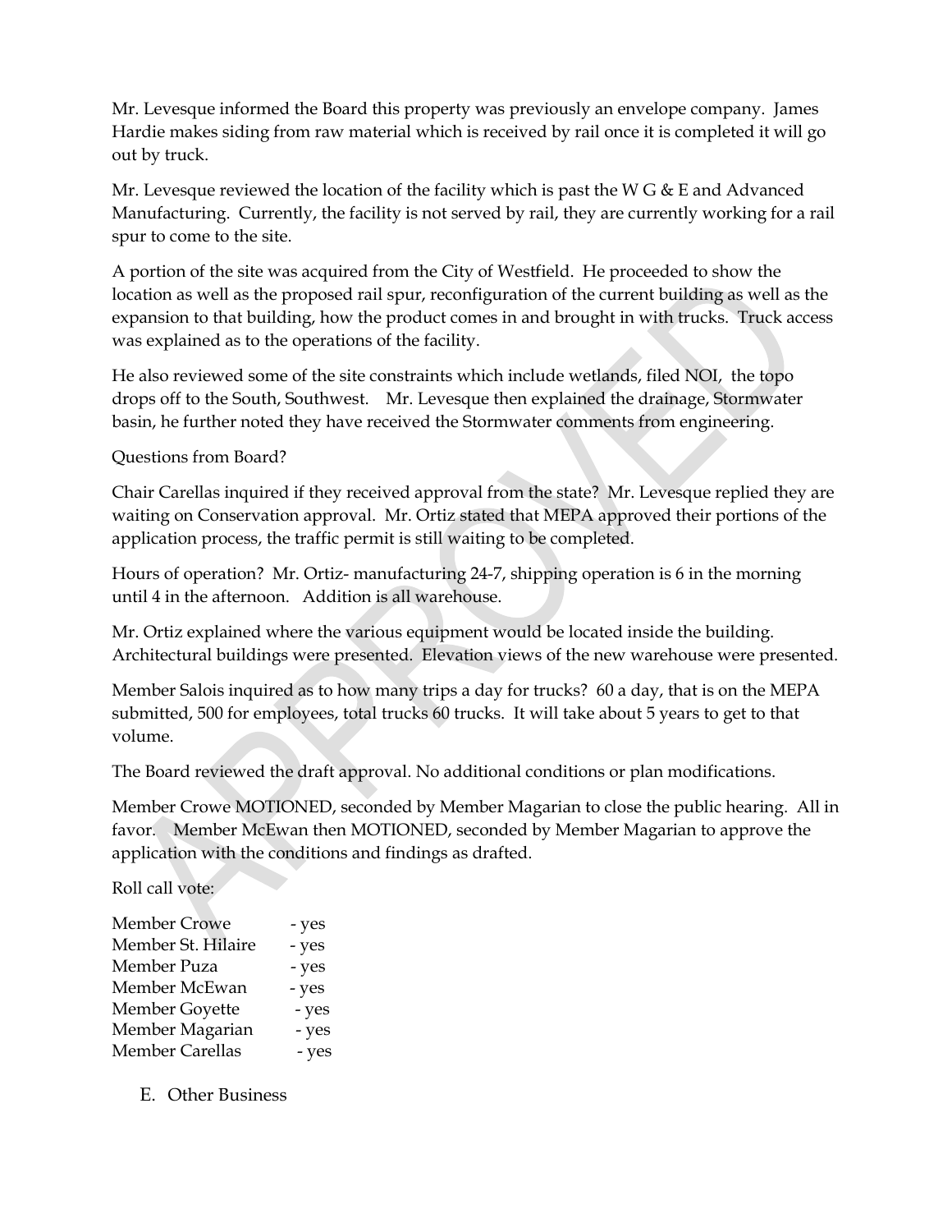Mr. Levesque informed the Board this property was previously an envelope company. James Hardie makes siding from raw material which is received by rail once it is completed it will go out by truck.

Mr. Levesque reviewed the location of the facility which is past the W G & E and Advanced Manufacturing. Currently, the facility is not served by rail, they are currently working for a rail spur to come to the site.

A portion of the site was acquired from the City of Westfield. He proceeded to show the location as well as the proposed rail spur, reconfiguration of the current building as well as the expansion to that building, how the product comes in and brought in with trucks. Truck access was explained as to the operations of the facility.

He also reviewed some of the site constraints which include wetlands, filed NOI, the topo drops off to the South, Southwest. Mr. Levesque then explained the drainage, Stormwater basin, he further noted they have received the Stormwater comments from engineering.

Questions from Board?

Chair Carellas inquired if they received approval from the state? Mr. Levesque replied they are waiting on Conservation approval. Mr. Ortiz stated that MEPA approved their portions of the application process, the traffic permit is still waiting to be completed.

Hours of operation? Mr. Ortiz- manufacturing 24-7, shipping operation is 6 in the morning until 4 in the afternoon. Addition is all warehouse.

Mr. Ortiz explained where the various equipment would be located inside the building. Architectural buildings were presented. Elevation views of the new warehouse were presented.

Member Salois inquired as to how many trips a day for trucks? 60 a day, that is on the MEPA submitted, 500 for employees, total trucks 60 trucks. It will take about 5 years to get to that volume.

The Board reviewed the draft approval. No additional conditions or plan modifications.

Member Crowe MOTIONED, seconded by Member Magarian to close the public hearing. All in favor. Member McEwan then MOTIONED, seconded by Member Magarian to approve the application with the conditions and findings as drafted.

Roll call vote:

Member Crowe - yes
Member St. Hilaire - yes
Member Puza - yes
Member McEwan - yes
Member Goyette - yes
Member Magarian - yes
Member Carellas - yes

E. Other Business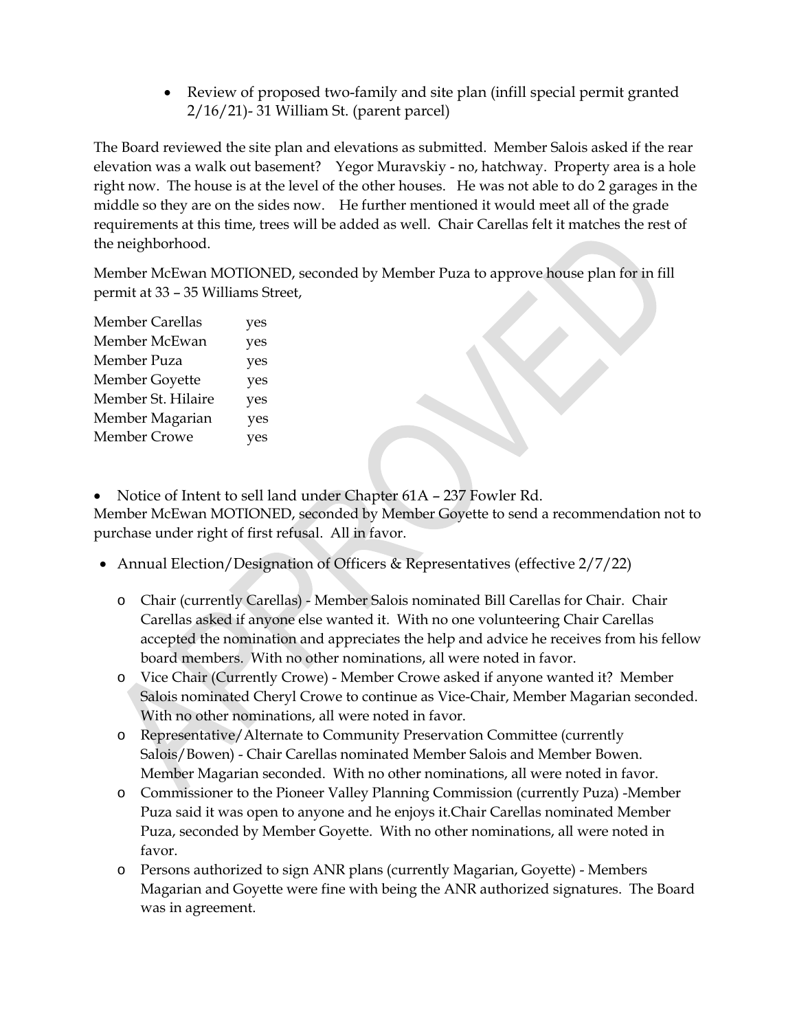- Review of proposed two-family and site plan (infill special permit granted 2/16/21)- 31 William St. (parent parcel)

The Board reviewed the site plan and elevations as submitted. Member Salois asked if the rear elevation was a walk out basement? Yegor Muravskiy - no, hatchway. Property area is a hole right now. The house is at the level of the other houses. He was not able to do 2 garages in the middle so they are on the sides now. He further mentioned it would meet all of the grade requirements at this time, trees will be added as well. Chair Carellas felt it matches the rest of the neighborhood.

Member McEwan MOTIONED, seconded by Member Puza to approve house plan for in fill permit at 33 – 35 Williams Street,

| | |
|---|---|
| Member Carellas | yes |
| Member McEwan | yes |
| Member Puza | yes |
| Member Goyette | yes |
| Member St. Hilaire | yes |
| Member Magarian | yes |
| Member Crowe | yes |

- Notice of Intent to sell land under Chapter 61A – 237 Fowler Rd.

Member McEwan MOTIONED, seconded by Member Goyette to send a recommendation not to purchase under right of first refusal. All in favor.

- Annual Election/Designation of Officers & Representatives (effective 2/7/22)
  - Chair (currently Carellas) - Member Salois nominated Bill Carellas for Chair. Chair Carellas asked if anyone else wanted it. With no one volunteering Chair Carellas accepted the nomination and appreciates the help and advice he receives from his fellow board members. With no other nominations, all were noted in favor.
  - Vice Chair (Currently Crowe) - Member Crowe asked if anyone wanted it? Member Salois nominated Cheryl Crowe to continue as Vice-Chair, Member Magarian seconded. With no other nominations, all were noted in favor.
  - Representative/Alternate to Community Preservation Committee (currently Salois/Bowen) - Chair Carellas nominated Member Salois and Member Bowen. Member Magarian seconded. With no other nominations, all were noted in favor.
  - Commissioner to the Pioneer Valley Planning Commission (currently Puza) -Member Puza said it was open to anyone and he enjoys it.Chair Carellas nominated Member Puza, seconded by Member Goyette. With no other nominations, all were noted in favor.
  - Persons authorized to sign ANR plans (currently Magarian, Goyette) - Members Magarian and Goyette were fine with being the ANR authorized signatures. The Board was in agreement.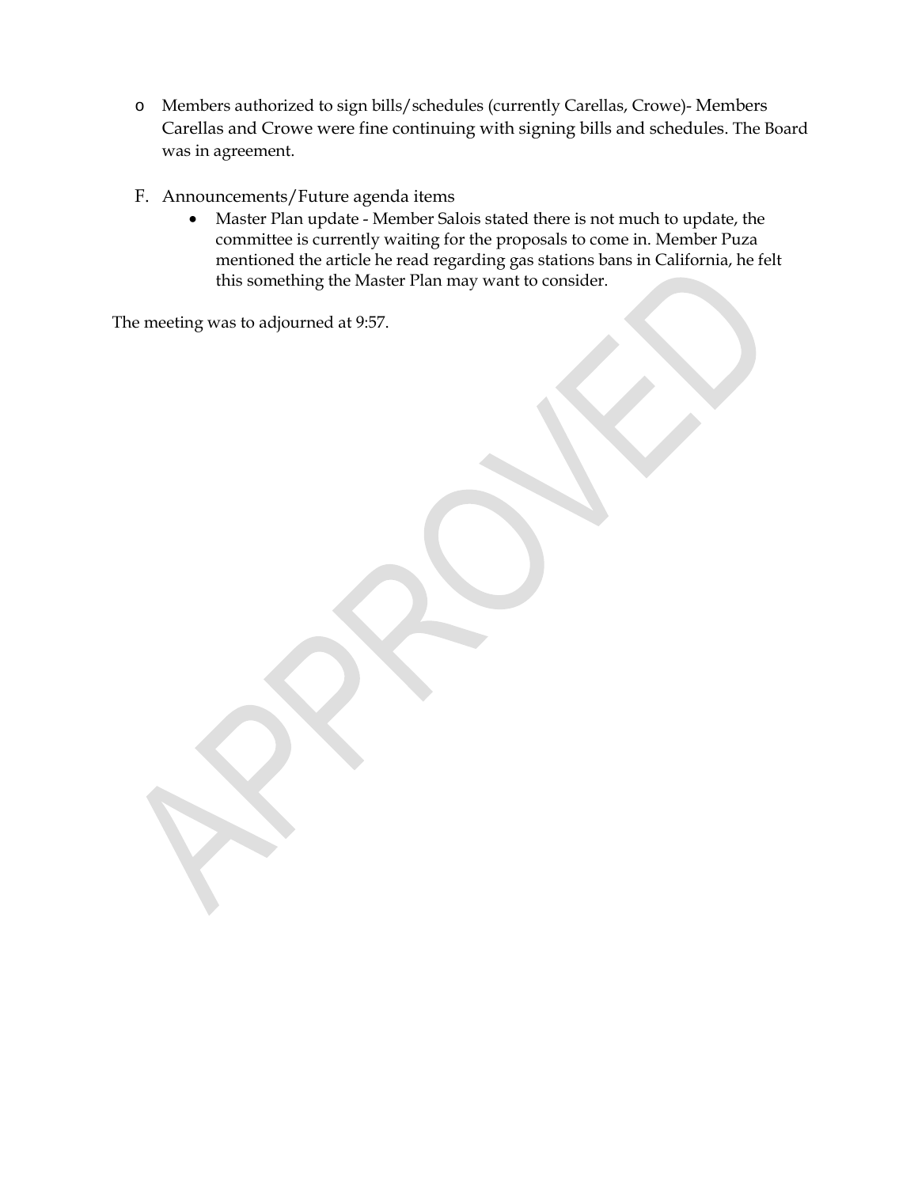- Members authorized to sign bills/schedules (currently Carellas, Crowe)- Members Carellas and Crowe were fine continuing with signing bills and schedules. The Board was in agreement.

F. Announcements/Future agenda items

- Master Plan update - Member Salois stated there is not much to update, the committee is currently waiting for the proposals to come in. Member Puza mentioned the article he read regarding gas stations bans in California, he felt this something the Master Plan may want to consider.

The meeting was to adjourned at 9:57.